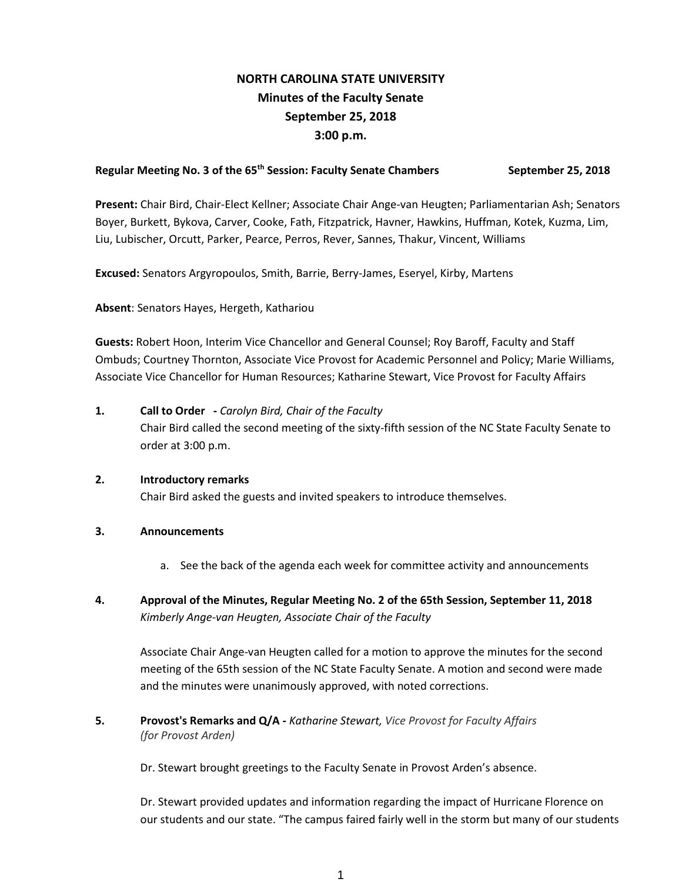# NORTH CAROLINA STATE UNIVERSITY
## Minutes of the Faculty Senate
## September 25, 2018
## 3:00 p.m.

**Regular Meeting No. 3 of the 65th Session: Faculty Senate Chambers September 25, 2018**

**Present:** Chair Bird, Chair-Elect Kellner; Associate Chair Ange-van Heugten; Parliamentarian Ash; Senators Boyer, Burkett, Bykova, Carver, Cooke, Fath, Fitzpatrick, Havner, Hawkins, Huffman, Kotek, Kuzma, Lim, Liu, Lubischer, Orcutt, Parker, Pearce, Perros, Rever, Sannes, Thakur, Vincent, Williams

**Excused:** Senators Argyropoulos, Smith, Barrie, Berry-James, Eseryel, Kirby, Martens

**Absent**: Senators Hayes, Hergeth, Kathariou

**Guests:** Robert Hoon, Interim Vice Chancellor and General Counsel; Roy Baroff, Faculty and Staff Ombuds; Courtney Thornton, Associate Vice Provost for Academic Personnel and Policy; Marie Williams, Associate Vice Chancellor for Human Resources; Katharine Stewart, Vice Provost for Faculty Affairs

**1. Call to Order** - *Carolyn Bird, Chair of the Faculty*

Chair Bird called the second meeting of the sixty-fifth session of the NC State Faculty Senate to order at 3:00 p.m.

**2. Introductory remarks**

Chair Bird asked the guests and invited speakers to introduce themselves.

**3. Announcements**

a. See the back of the agenda each week for committee activity and announcements

**4. Approval of the Minutes, Regular Meeting No. 2 of the 65th Session, September 11, 2018**
*Kimberly Ange-van Heugten, Associate Chair of the Faculty*

Associate Chair Ange-van Heugten called for a motion to approve the minutes for the second meeting of the 65th session of the NC State Faculty Senate. A motion and second were made and the minutes were unanimously approved, with noted corrections.

**5. Provost's Remarks and Q/A -** ***Katharine Stewart,*** *Vice Provost for Faculty Affairs (for Provost Arden)*

Dr. Stewart brought greetings to the Faculty Senate in Provost Arden's absence.

Dr. Stewart provided updates and information regarding the impact of Hurricane Florence on our students and our state. "The campus faired fairly well in the storm but many of our students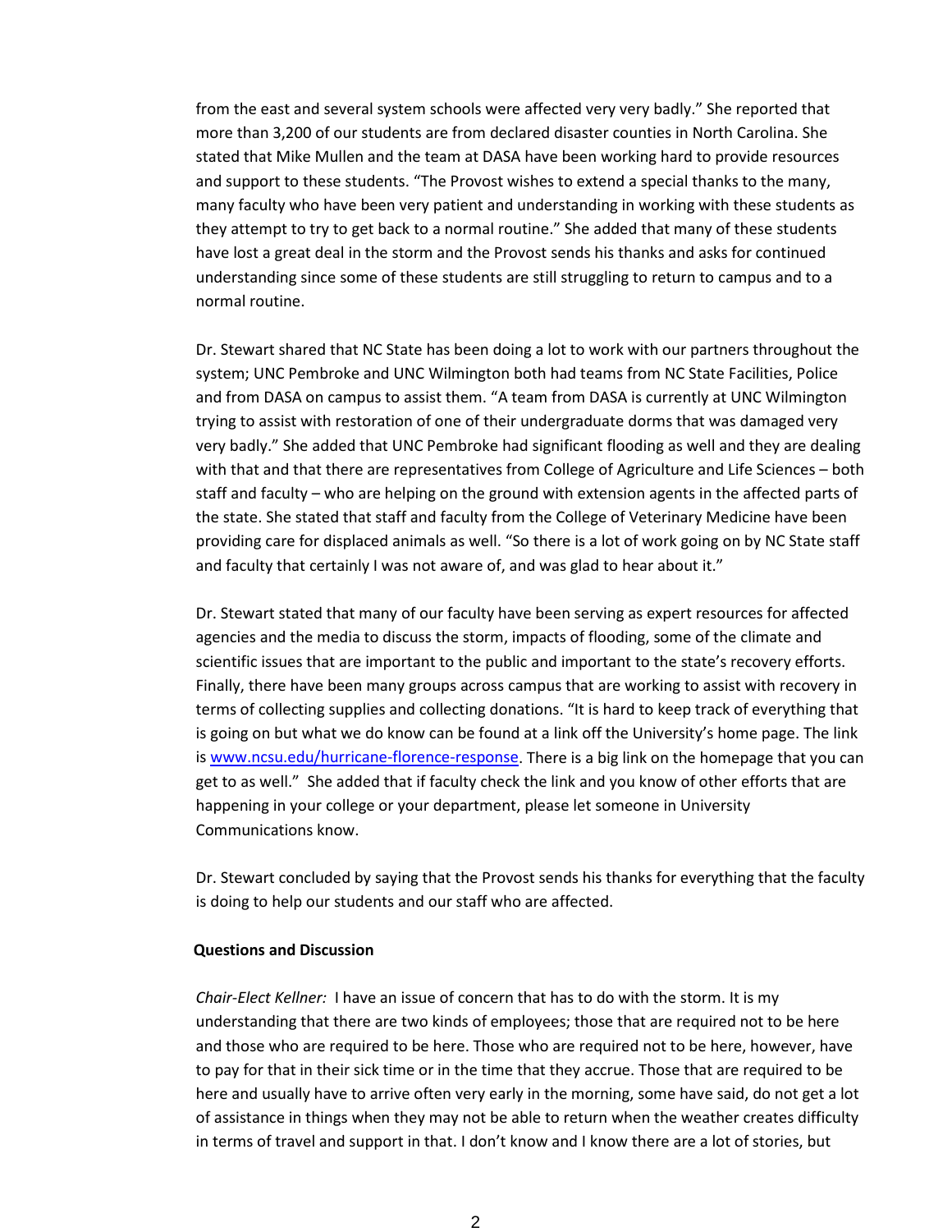from the east and several system schools were affected very very badly." She reported that more than 3,200 of our students are from declared disaster counties in North Carolina. She stated that Mike Mullen and the team at DASA have been working hard to provide resources and support to these students. "The Provost wishes to extend a special thanks to the many, many faculty who have been very patient and understanding in working with these students as they attempt to try to get back to a normal routine." She added that many of these students have lost a great deal in the storm and the Provost sends his thanks and asks for continued understanding since some of these students are still struggling to return to campus and to a normal routine.

Dr. Stewart shared that NC State has been doing a lot to work with our partners throughout the system; UNC Pembroke and UNC Wilmington both had teams from NC State Facilities, Police and from DASA on campus to assist them. "A team from DASA is currently at UNC Wilmington trying to assist with restoration of one of their undergraduate dorms that was damaged very very badly." She added that UNC Pembroke had significant flooding as well and they are dealing with that and that there are representatives from College of Agriculture and Life Sciences – both staff and faculty – who are helping on the ground with extension agents in the affected parts of the state. She stated that staff and faculty from the College of Veterinary Medicine have been providing care for displaced animals as well. "So there is a lot of work going on by NC State staff and faculty that certainly I was not aware of, and was glad to hear about it."

Dr. Stewart stated that many of our faculty have been serving as expert resources for affected agencies and the media to discuss the storm, impacts of flooding, some of the climate and scientific issues that are important to the public and important to the state's recovery efforts. Finally, there have been many groups across campus that are working to assist with recovery in terms of collecting supplies and collecting donations. "It is hard to keep track of everything that is going on but what we do know can be found at a link off the University's home page. The link is [www.ncsu.edu/hurricane-florence-response](http://www.ncsu.edu/hurricane-florence-response). There is a big link on the homepage that you can get to as well." She added that if faculty check the link and you know of other efforts that are happening in your college or your department, please let someone in University Communications know.

Dr. Stewart concluded by saying that the Provost sends his thanks for everything that the faculty is doing to help our students and our staff who are affected.

**Questions and Discussion**

*Chair-Elect Kellner:* I have an issue of concern that has to do with the storm. It is my understanding that there are two kinds of employees; those that are required not to be here and those who are required to be here. Those who are required not to be here, however, have to pay for that in their sick time or in the time that they accrue. Those that are required to be here and usually have to arrive often very early in the morning, some have said, do not get a lot of assistance in things when they may not be able to return when the weather creates difficulty in terms of travel and support in that. I don't know and I know there are a lot of stories, but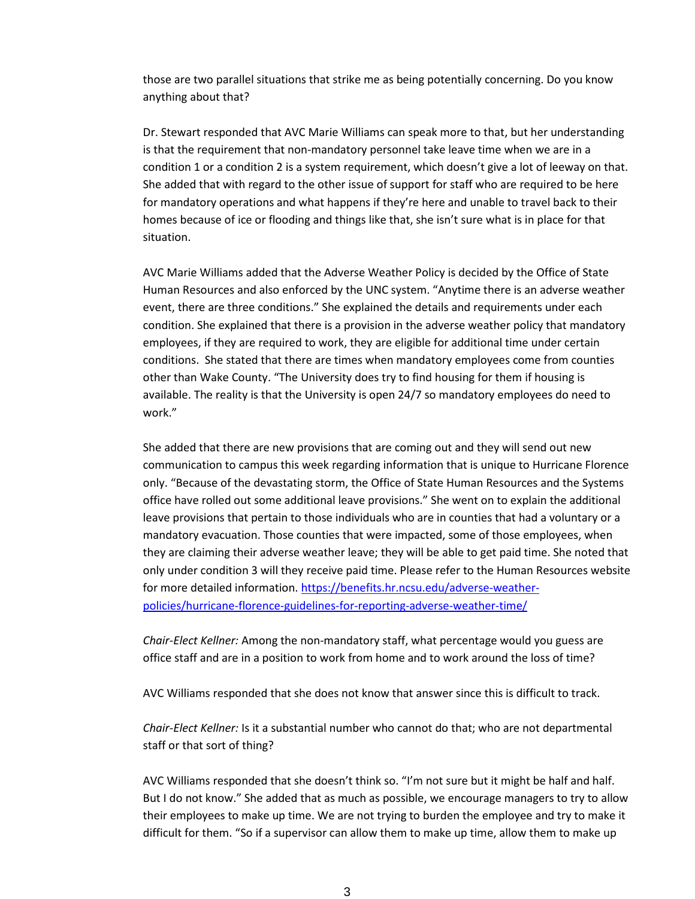those are two parallel situations that strike me as being potentially concerning. Do you know anything about that?

Dr. Stewart responded that AVC Marie Williams can speak more to that, but her understanding is that the requirement that non-mandatory personnel take leave time when we are in a condition 1 or a condition 2 is a system requirement, which doesn't give a lot of leeway on that. She added that with regard to the other issue of support for staff who are required to be here for mandatory operations and what happens if they're here and unable to travel back to their homes because of ice or flooding and things like that, she isn't sure what is in place for that situation.

AVC Marie Williams added that the Adverse Weather Policy is decided by the Office of State Human Resources and also enforced by the UNC system. "Anytime there is an adverse weather event, there are three conditions." She explained the details and requirements under each condition. She explained that there is a provision in the adverse weather policy that mandatory employees, if they are required to work, they are eligible for additional time under certain conditions. She stated that there are times when mandatory employees come from counties other than Wake County. "The University does try to find housing for them if housing is available. The reality is that the University is open 24/7 so mandatory employees do need to work."

She added that there are new provisions that are coming out and they will send out new communication to campus this week regarding information that is unique to Hurricane Florence only. "Because of the devastating storm, the Office of State Human Resources and the Systems office have rolled out some additional leave provisions." She went on to explain the additional leave provisions that pertain to those individuals who are in counties that had a voluntary or a mandatory evacuation. Those counties that were impacted, some of those employees, when they are claiming their adverse weather leave; they will be able to get paid time. She noted that only under condition 3 will they receive paid time. Please refer to the Human Resources website for more detailed information. [https://benefits.hr.ncsu.edu/adverse-weather-policies/hurricane-florence-guidelines-for-reporting-adverse-weather-time/](https://benefits.hr.ncsu.edu/adverse-weather-policies/hurricane-florence-guidelines-for-reporting-adverse-weather-time/)

*Chair-Elect Kellner:* Among the non-mandatory staff, what percentage would you guess are office staff and are in a position to work from home and to work around the loss of time?

AVC Williams responded that she does not know that answer since this is difficult to track.

*Chair-Elect Kellner:* Is it a substantial number who cannot do that; who are not departmental staff or that sort of thing?

AVC Williams responded that she doesn't think so. "I'm not sure but it might be half and half. But I do not know." She added that as much as possible, we encourage managers to try to allow their employees to make up time. We are not trying to burden the employee and try to make it difficult for them. "So if a supervisor can allow them to make up time, allow them to make up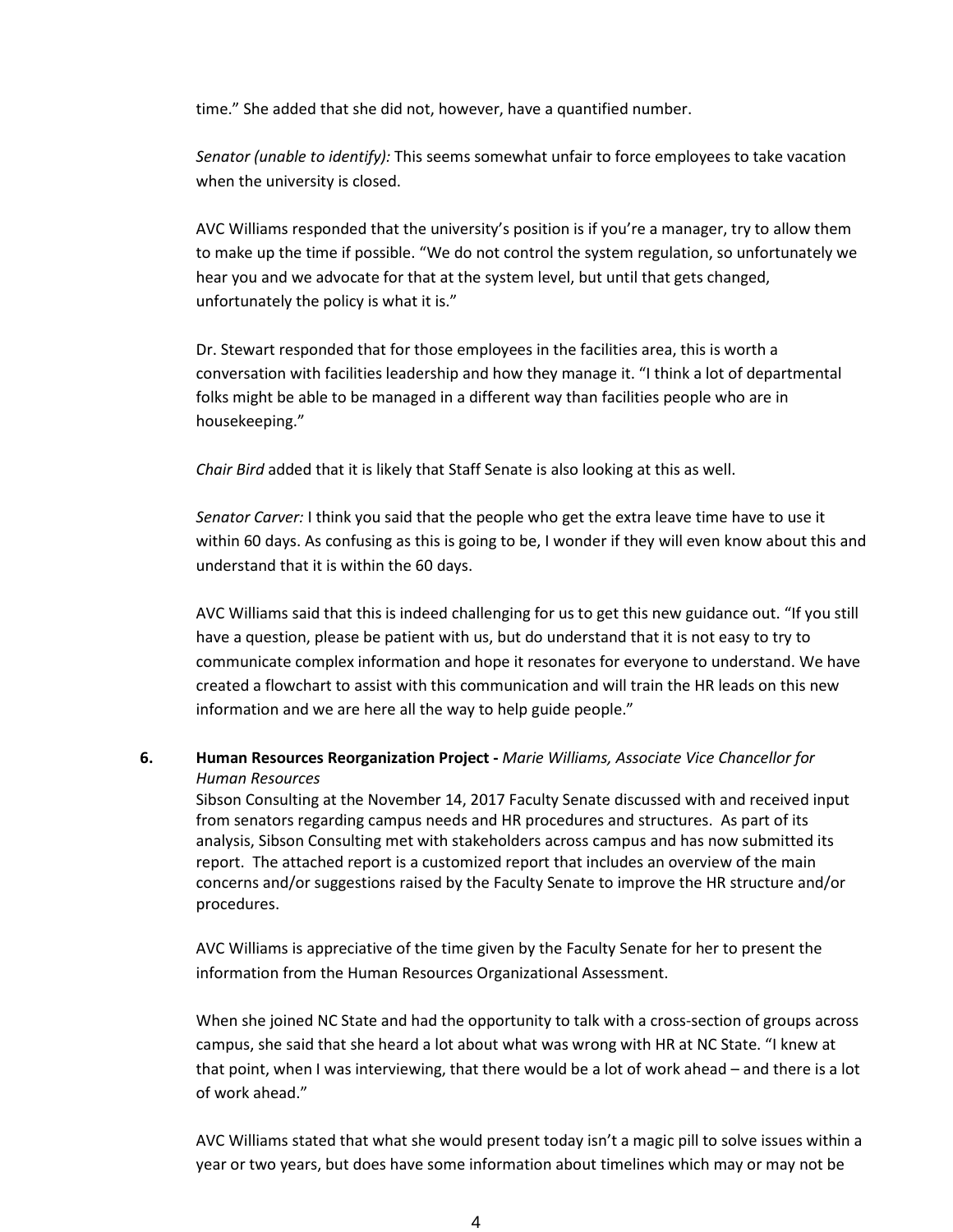time." She added that she did not, however, have a quantified number.

*Senator (unable to identify):* This seems somewhat unfair to force employees to take vacation when the university is closed.

AVC Williams responded that the university's position is if you're a manager, try to allow them to make up the time if possible. "We do not control the system regulation, so unfortunately we hear you and we advocate for that at the system level, but until that gets changed, unfortunately the policy is what it is."

Dr. Stewart responded that for those employees in the facilities area, this is worth a conversation with facilities leadership and how they manage it. "I think a lot of departmental folks might be able to be managed in a different way than facilities people who are in housekeeping."

*Chair Bird* added that it is likely that Staff Senate is also looking at this as well.

*Senator Carver:* I think you said that the people who get the extra leave time have to use it within 60 days. As confusing as this is going to be, I wonder if they will even know about this and understand that it is within the 60 days.

AVC Williams said that this is indeed challenging for us to get this new guidance out. "If you still have a question, please be patient with us, but do understand that it is not easy to try to communicate complex information and hope it resonates for everyone to understand. We have created a flowchart to assist with this communication and will train the HR leads on this new information and we are here all the way to help guide people."

**6. Human Resources Reorganization Project -** *Marie Williams, Associate Vice Chancellor for Human Resources*

Sibson Consulting at the November 14, 2017 Faculty Senate discussed with and received input from senators regarding campus needs and HR procedures and structures. As part of its analysis, Sibson Consulting met with stakeholders across campus and has now submitted its report. The attached report is a customized report that includes an overview of the main concerns and/or suggestions raised by the Faculty Senate to improve the HR structure and/or procedures.

AVC Williams is appreciative of the time given by the Faculty Senate for her to present the information from the Human Resources Organizational Assessment.

When she joined NC State and had the opportunity to talk with a cross-section of groups across campus, she said that she heard a lot about what was wrong with HR at NC State. "I knew at that point, when I was interviewing, that there would be a lot of work ahead – and there is a lot of work ahead."

AVC Williams stated that what she would present today isn't a magic pill to solve issues within a year or two years, but does have some information about timelines which may or may not be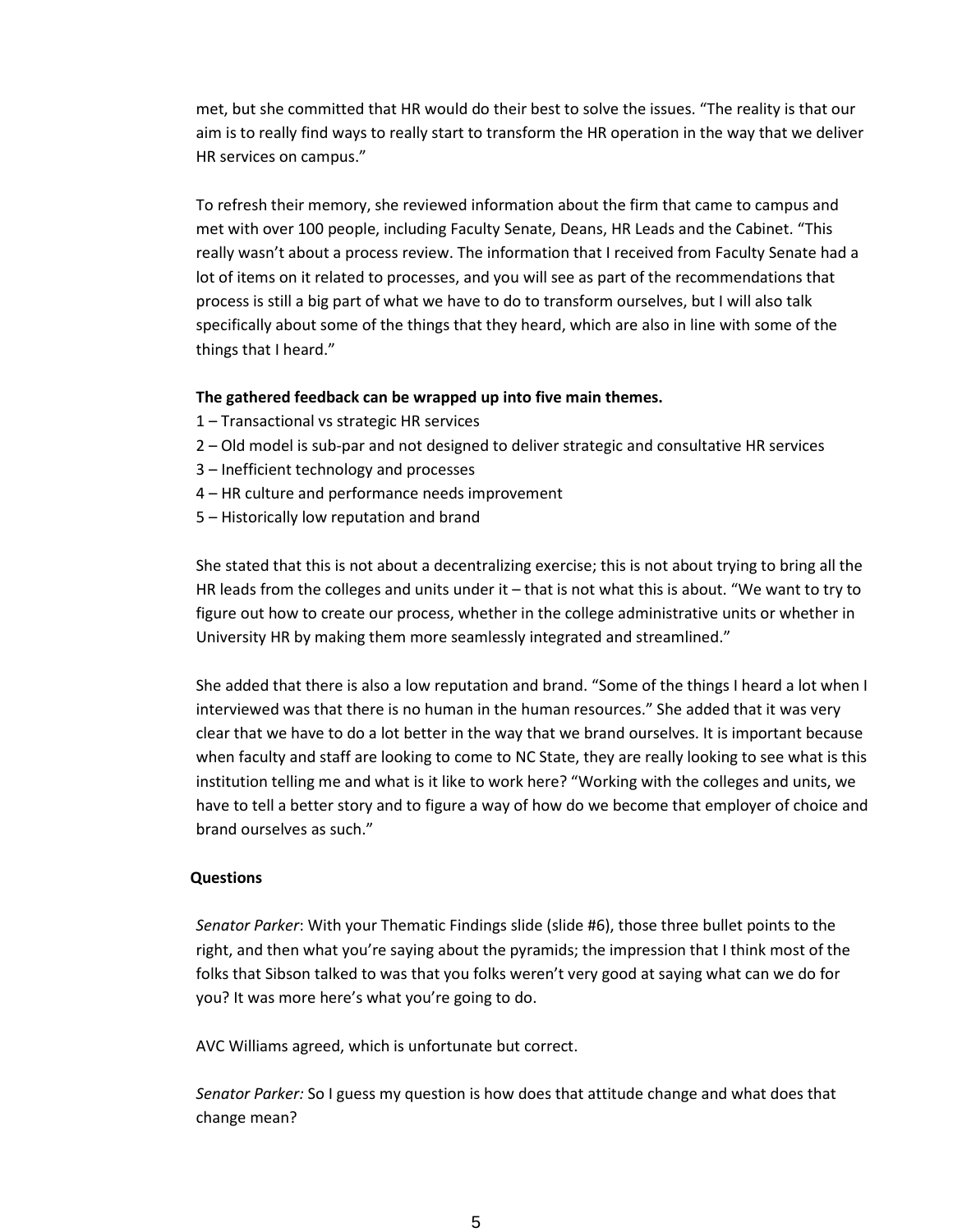met, but she committed that HR would do their best to solve the issues. "The reality is that our aim is to really find ways to really start to transform the HR operation in the way that we deliver HR services on campus."

To refresh their memory, she reviewed information about the firm that came to campus and met with over 100 people, including Faculty Senate, Deans, HR Leads and the Cabinet. "This really wasn't about a process review. The information that I received from Faculty Senate had a lot of items on it related to processes, and you will see as part of the recommendations that process is still a big part of what we have to do to transform ourselves, but I will also talk specifically about some of the things that they heard, which are also in line with some of the things that I heard."

**The gathered feedback can be wrapped up into five main themes.**

1 – Transactional vs strategic HR services
2 – Old model is sub-par and not designed to deliver strategic and consultative HR services
3 – Inefficient technology and processes
4 – HR culture and performance needs improvement
5 – Historically low reputation and brand

She stated that this is not about a decentralizing exercise; this is not about trying to bring all the HR leads from the colleges and units under it – that is not what this is about. "We want to try to figure out how to create our process, whether in the college administrative units or whether in University HR by making them more seamlessly integrated and streamlined."

She added that there is also a low reputation and brand. "Some of the things I heard a lot when I interviewed was that there is no human in the human resources." She added that it was very clear that we have to do a lot better in the way that we brand ourselves. It is important because when faculty and staff are looking to come to NC State, they are really looking to see what is this institution telling me and what is it like to work here? "Working with the colleges and units, we have to tell a better story and to figure a way of how do we become that employer of choice and brand ourselves as such."

**Questions**

*Senator Parker*: With your Thematic Findings slide (slide #6), those three bullet points to the right, and then what you're saying about the pyramids; the impression that I think most of the folks that Sibson talked to was that you folks weren't very good at saying what can we do for you? It was more here's what you're going to do.

AVC Williams agreed, which is unfortunate but correct.

*Senator Parker:* So I guess my question is how does that attitude change and what does that change mean?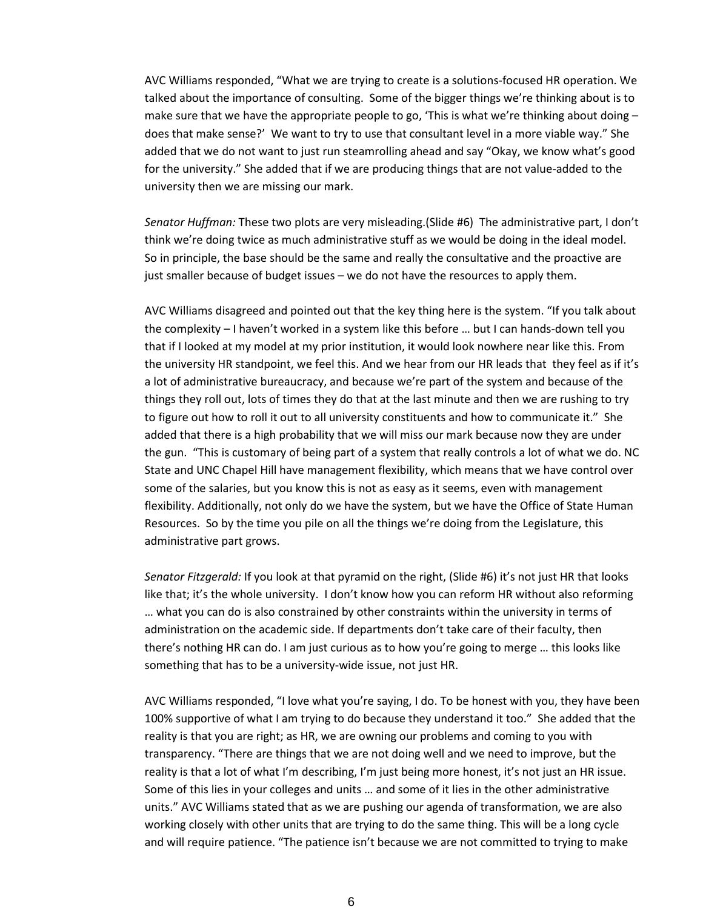AVC Williams responded, "What we are trying to create is a solutions-focused HR operation. We talked about the importance of consulting. Some of the bigger things we're thinking about is to make sure that we have the appropriate people to go, 'This is what we're thinking about doing – does that make sense?' We want to try to use that consultant level in a more viable way." She added that we do not want to just run steamrolling ahead and say "Okay, we know what's good for the university." She added that if we are producing things that are not value-added to the university then we are missing our mark.

*Senator Huffman:* These two plots are very misleading.(Slide #6) The administrative part, I don't think we're doing twice as much administrative stuff as we would be doing in the ideal model. So in principle, the base should be the same and really the consultative and the proactive are just smaller because of budget issues – we do not have the resources to apply them.

AVC Williams disagreed and pointed out that the key thing here is the system. "If you talk about the complexity – I haven't worked in a system like this before … but I can hands-down tell you that if I looked at my model at my prior institution, it would look nowhere near like this. From the university HR standpoint, we feel this. And we hear from our HR leads that they feel as if it's a lot of administrative bureaucracy, and because we're part of the system and because of the things they roll out, lots of times they do that at the last minute and then we are rushing to try to figure out how to roll it out to all university constituents and how to communicate it." She added that there is a high probability that we will miss our mark because now they are under the gun. "This is customary of being part of a system that really controls a lot of what we do. NC State and UNC Chapel Hill have management flexibility, which means that we have control over some of the salaries, but you know this is not as easy as it seems, even with management flexibility. Additionally, not only do we have the system, but we have the Office of State Human Resources. So by the time you pile on all the things we're doing from the Legislature, this administrative part grows.

*Senator Fitzgerald:* If you look at that pyramid on the right, (Slide #6) it's not just HR that looks like that; it's the whole university. I don't know how you can reform HR without also reforming … what you can do is also constrained by other constraints within the university in terms of administration on the academic side. If departments don't take care of their faculty, then there's nothing HR can do. I am just curious as to how you're going to merge … this looks like something that has to be a university-wide issue, not just HR.

AVC Williams responded, "I love what you're saying, I do. To be honest with you, they have been 100% supportive of what I am trying to do because they understand it too." She added that the reality is that you are right; as HR, we are owning our problems and coming to you with transparency. "There are things that we are not doing well and we need to improve, but the reality is that a lot of what I'm describing, I'm just being more honest, it's not just an HR issue. Some of this lies in your colleges and units … and some of it lies in the other administrative units." AVC Williams stated that as we are pushing our agenda of transformation, we are also working closely with other units that are trying to do the same thing. This will be a long cycle and will require patience. "The patience isn't because we are not committed to trying to make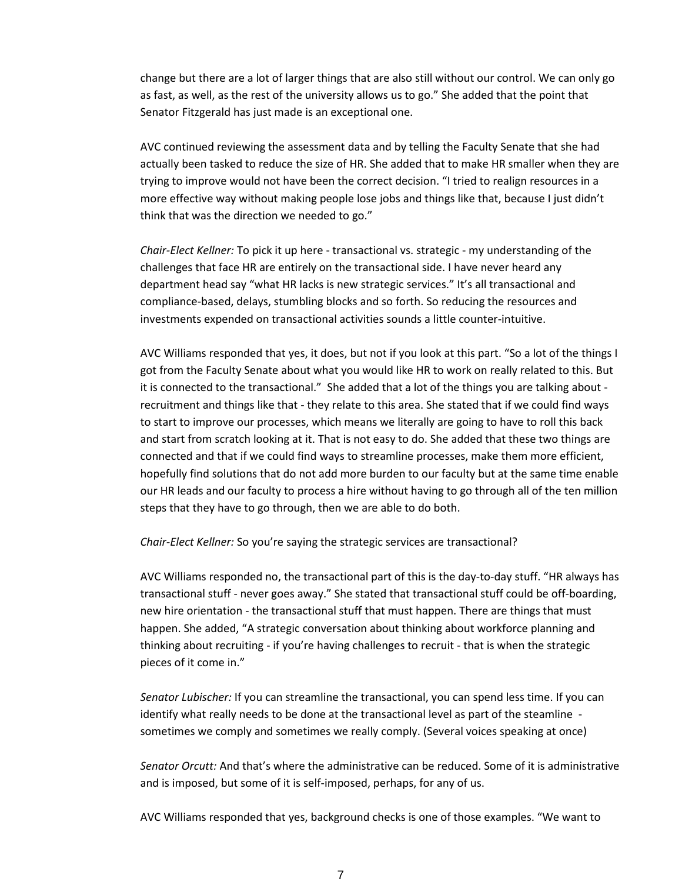change but there are a lot of larger things that are also still without our control. We can only go as fast, as well, as the rest of the university allows us to go." She added that the point that Senator Fitzgerald has just made is an exceptional one.

AVC continued reviewing the assessment data and by telling the Faculty Senate that she had actually been tasked to reduce the size of HR. She added that to make HR smaller when they are trying to improve would not have been the correct decision. "I tried to realign resources in a more effective way without making people lose jobs and things like that, because I just didn't think that was the direction we needed to go."

*Chair-Elect Kellner:* To pick it up here - transactional vs. strategic - my understanding of the challenges that face HR are entirely on the transactional side. I have never heard any department head say "what HR lacks is new strategic services." It's all transactional and compliance-based, delays, stumbling blocks and so forth. So reducing the resources and investments expended on transactional activities sounds a little counter-intuitive.

AVC Williams responded that yes, it does, but not if you look at this part. "So a lot of the things I got from the Faculty Senate about what you would like HR to work on really related to this. But it is connected to the transactional." She added that a lot of the things you are talking about - recruitment and things like that - they relate to this area. She stated that if we could find ways to start to improve our processes, which means we literally are going to have to roll this back and start from scratch looking at it. That is not easy to do. She added that these two things are connected and that if we could find ways to streamline processes, make them more efficient, hopefully find solutions that do not add more burden to our faculty but at the same time enable our HR leads and our faculty to process a hire without having to go through all of the ten million steps that they have to go through, then we are able to do both.

*Chair-Elect Kellner:* So you're saying the strategic services are transactional?

AVC Williams responded no, the transactional part of this is the day-to-day stuff. "HR always has transactional stuff - never goes away." She stated that transactional stuff could be off-boarding, new hire orientation - the transactional stuff that must happen. There are things that must happen. She added, "A strategic conversation about thinking about workforce planning and thinking about recruiting - if you're having challenges to recruit - that is when the strategic pieces of it come in."

*Senator Lubischer:* If you can streamline the transactional, you can spend less time. If you can identify what really needs to be done at the transactional level as part of the steamline - sometimes we comply and sometimes we really comply. (Several voices speaking at once)

*Senator Orcutt:* And that's where the administrative can be reduced. Some of it is administrative and is imposed, but some of it is self-imposed, perhaps, for any of us.

AVC Williams responded that yes, background checks is one of those examples. "We want to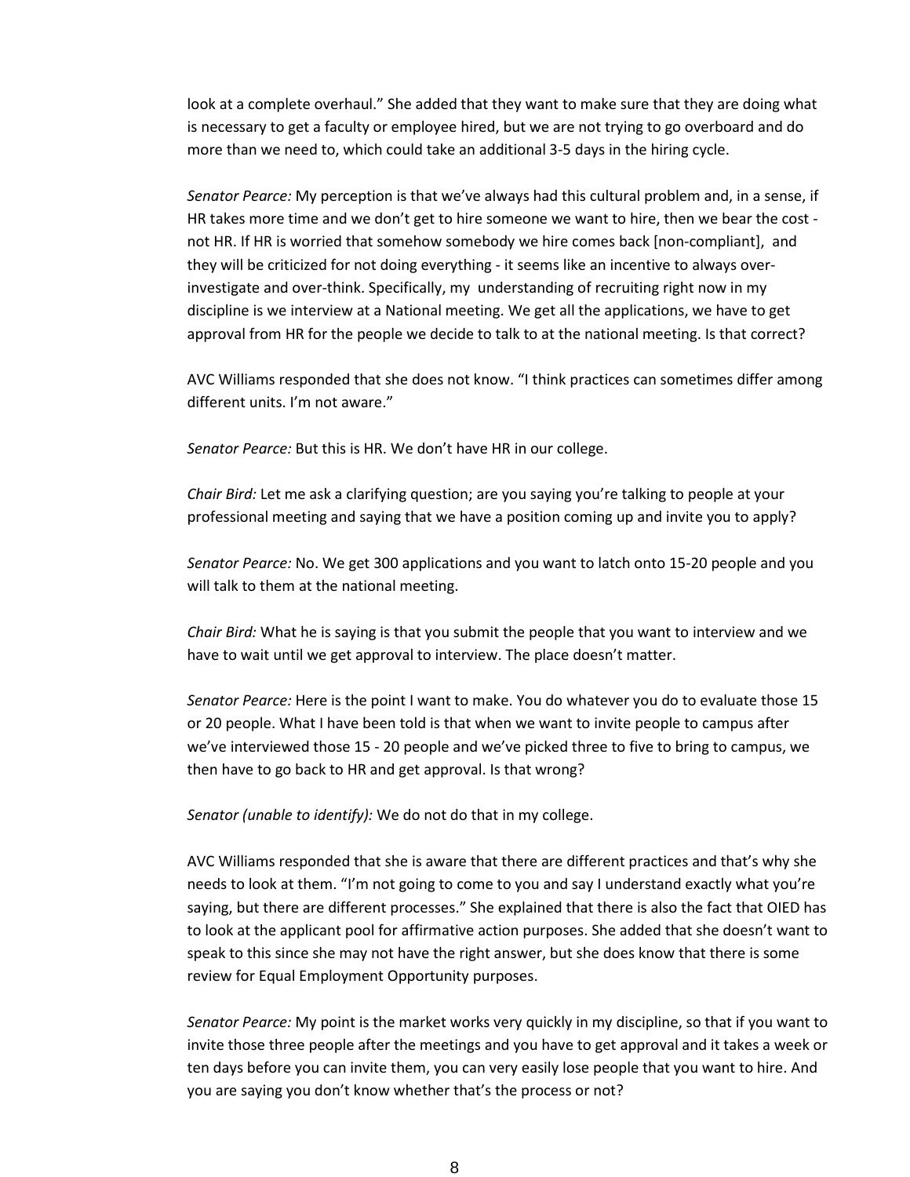look at a complete overhaul." She added that they want to make sure that they are doing what is necessary to get a faculty or employee hired, but we are not trying to go overboard and do more than we need to, which could take an additional 3-5 days in the hiring cycle.

*Senator Pearce:* My perception is that we've always had this cultural problem and, in a sense, if HR takes more time and we don't get to hire someone we want to hire, then we bear the cost - not HR. If HR is worried that somehow somebody we hire comes back [non-compliant], and they will be criticized for not doing everything - it seems like an incentive to always over-investigate and over-think. Specifically, my understanding of recruiting right now in my discipline is we interview at a National meeting. We get all the applications, we have to get approval from HR for the people we decide to talk to at the national meeting. Is that correct?

AVC Williams responded that she does not know. "I think practices can sometimes differ among different units. I'm not aware."

*Senator Pearce:* But this is HR. We don't have HR in our college.

*Chair Bird:* Let me ask a clarifying question; are you saying you're talking to people at your professional meeting and saying that we have a position coming up and invite you to apply?

*Senator Pearce:* No. We get 300 applications and you want to latch onto 15-20 people and you will talk to them at the national meeting.

*Chair Bird:* What he is saying is that you submit the people that you want to interview and we have to wait until we get approval to interview. The place doesn't matter.

*Senator Pearce:* Here is the point I want to make. You do whatever you do to evaluate those 15 or 20 people. What I have been told is that when we want to invite people to campus after we've interviewed those 15 - 20 people and we've picked three to five to bring to campus, we then have to go back to HR and get approval. Is that wrong?

*Senator (unable to identify):* We do not do that in my college.

AVC Williams responded that she is aware that there are different practices and that's why she needs to look at them. "I'm not going to come to you and say I understand exactly what you're saying, but there are different processes." She explained that there is also the fact that OIED has to look at the applicant pool for affirmative action purposes. She added that she doesn't want to speak to this since she may not have the right answer, but she does know that there is some review for Equal Employment Opportunity purposes.

*Senator Pearce:* My point is the market works very quickly in my discipline, so that if you want to invite those three people after the meetings and you have to get approval and it takes a week or ten days before you can invite them, you can very easily lose people that you want to hire. And you are saying you don't know whether that's the process or not?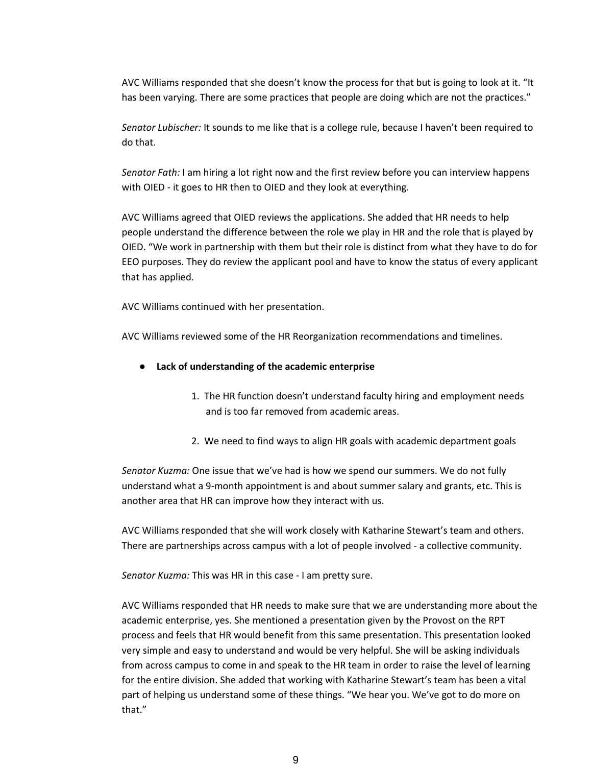AVC Williams responded that she doesn't know the process for that but is going to look at it. "It has been varying. There are some practices that people are doing which are not the practices."

*Senator Lubischer:* It sounds to me like that is a college rule, because I haven't been required to do that.

*Senator Fath:* I am hiring a lot right now and the first review before you can interview happens with OIED - it goes to HR then to OIED and they look at everything.

AVC Williams agreed that OIED reviews the applications. She added that HR needs to help people understand the difference between the role we play in HR and the role that is played by OIED. "We work in partnership with them but their role is distinct from what they have to do for EEO purposes. They do review the applicant pool and have to know the status of every applicant that has applied.

AVC Williams continued with her presentation.

AVC Williams reviewed some of the HR Reorganization recommendations and timelines.

- **Lack of understanding of the academic enterprise**

    1. The HR function doesn't understand faculty hiring and employment needs and is too far removed from academic areas.

    2. We need to find ways to align HR goals with academic department goals

*Senator Kuzma:* One issue that we've had is how we spend our summers. We do not fully understand what a 9-month appointment is and about summer salary and grants, etc. This is another area that HR can improve how they interact with us.

AVC Williams responded that she will work closely with Katharine Stewart's team and others. There are partnerships across campus with a lot of people involved - a collective community.

*Senator Kuzma:* This was HR in this case - I am pretty sure.

AVC Williams responded that HR needs to make sure that we are understanding more about the academic enterprise, yes. She mentioned a presentation given by the Provost on the RPT process and feels that HR would benefit from this same presentation. This presentation looked very simple and easy to understand and would be very helpful. She will be asking individuals from across campus to come in and speak to the HR team in order to raise the level of learning for the entire division. She added that working with Katharine Stewart's team has been a vital part of helping us understand some of these things. "We hear you. We've got to do more on that."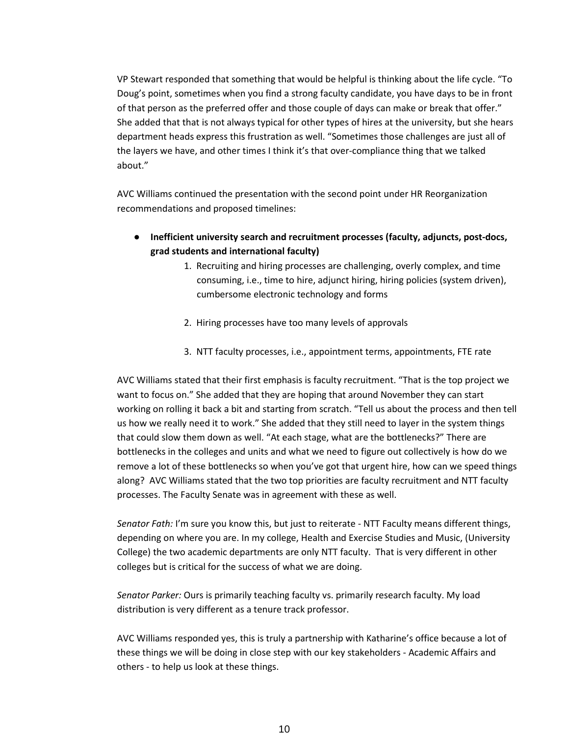VP Stewart responded that something that would be helpful is thinking about the life cycle. "To Doug's point, sometimes when you find a strong faculty candidate, you have days to be in front of that person as the preferred offer and those couple of days can make or break that offer." She added that that is not always typical for other types of hires at the university, but she hears department heads express this frustration as well. "Sometimes those challenges are just all of the layers we have, and other times I think it's that over-compliance thing that we talked about."

AVC Williams continued the presentation with the second point under HR Reorganization recommendations and proposed timelines:

- **Inefficient university search and recruitment processes (faculty, adjuncts, post-docs, grad students and international faculty)**
    1. Recruiting and hiring processes are challenging, overly complex, and time consuming, i.e., time to hire, adjunct hiring, hiring policies (system driven), cumbersome electronic technology and forms
    2. Hiring processes have too many levels of approvals
    3. NTT faculty processes, i.e., appointment terms, appointments, FTE rate

AVC Williams stated that their first emphasis is faculty recruitment. "That is the top project we want to focus on." She added that they are hoping that around November they can start working on rolling it back a bit and starting from scratch. "Tell us about the process and then tell us how we really need it to work." She added that they still need to layer in the system things that could slow them down as well. "At each stage, what are the bottlenecks?" There are bottlenecks in the colleges and units and what we need to figure out collectively is how do we remove a lot of these bottlenecks so when you've got that urgent hire, how can we speed things along? AVC Williams stated that the two top priorities are faculty recruitment and NTT faculty processes. The Faculty Senate was in agreement with these as well.

*Senator Fath:* I'm sure you know this, but just to reiterate - NTT Faculty means different things, depending on where you are. In my college, Health and Exercise Studies and Music, (University College) the two academic departments are only NTT faculty. That is very different in other colleges but is critical for the success of what we are doing.

*Senator Parker:* Ours is primarily teaching faculty vs. primarily research faculty. My load distribution is very different as a tenure track professor.

AVC Williams responded yes, this is truly a partnership with Katharine's office because a lot of these things we will be doing in close step with our key stakeholders - Academic Affairs and others - to help us look at these things.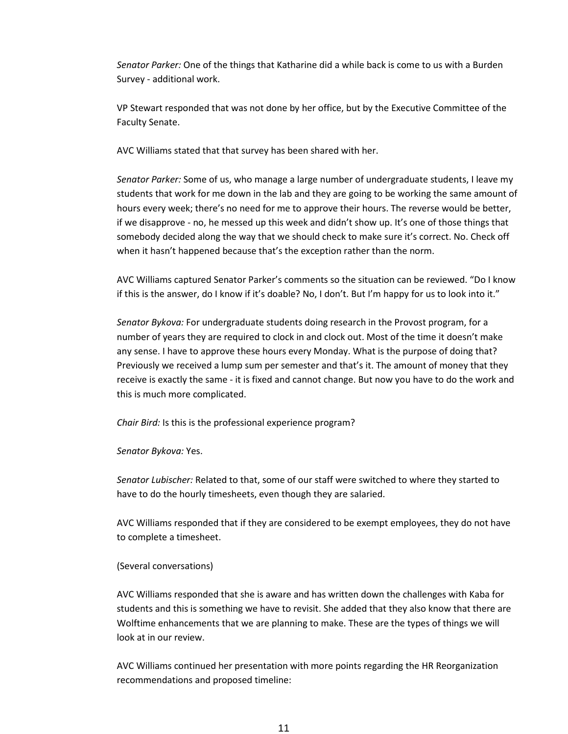*Senator Parker:* One of the things that Katharine did a while back is come to us with a Burden Survey - additional work.

VP Stewart responded that was not done by her office, but by the Executive Committee of the Faculty Senate.

AVC Williams stated that that survey has been shared with her.

*Senator Parker:* Some of us, who manage a large number of undergraduate students, I leave my students that work for me down in the lab and they are going to be working the same amount of hours every week; there's no need for me to approve their hours. The reverse would be better, if we disapprove - no, he messed up this week and didn't show up. It's one of those things that somebody decided along the way that we should check to make sure it's correct. No. Check off when it hasn't happened because that's the exception rather than the norm.

AVC Williams captured Senator Parker's comments so the situation can be reviewed. "Do I know if this is the answer, do I know if it's doable? No, I don't. But I'm happy for us to look into it."

*Senator Bykova:* For undergraduate students doing research in the Provost program, for a number of years they are required to clock in and clock out. Most of the time it doesn't make any sense. I have to approve these hours every Monday. What is the purpose of doing that? Previously we received a lump sum per semester and that's it. The amount of money that they receive is exactly the same - it is fixed and cannot change. But now you have to do the work and this is much more complicated.

*Chair Bird:* Is this is the professional experience program?

*Senator Bykova:* Yes.

*Senator Lubischer:* Related to that, some of our staff were switched to where they started to have to do the hourly timesheets, even though they are salaried.

AVC Williams responded that if they are considered to be exempt employees, they do not have to complete a timesheet.

(Several conversations)

AVC Williams responded that she is aware and has written down the challenges with Kaba for students and this is something we have to revisit. She added that they also know that there are Wolftime enhancements that we are planning to make. These are the types of things we will look at in our review.

AVC Williams continued her presentation with more points regarding the HR Reorganization recommendations and proposed timeline: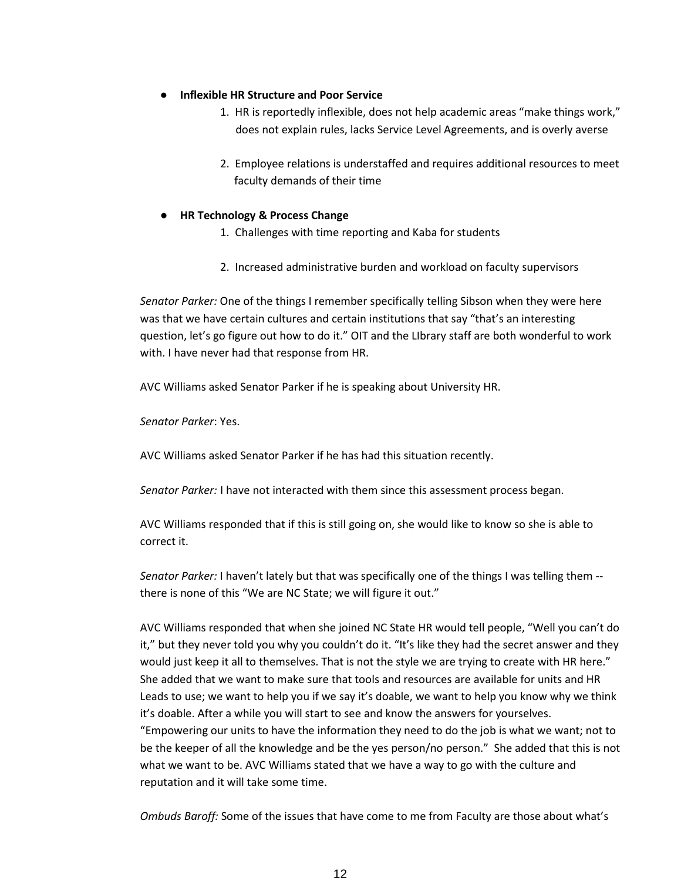- **Inflexible HR Structure and Poor Service**
    1. HR is reportedly inflexible, does not help academic areas "make things work," does not explain rules, lacks Service Level Agreements, and is overly averse
    2. Employee relations is understaffed and requires additional resources to meet faculty demands of their time

- **HR Technology & Process Change**
    1. Challenges with time reporting and Kaba for students
    2. Increased administrative burden and workload on faculty supervisors

*Senator Parker:* One of the things I remember specifically telling Sibson when they were here was that we have certain cultures and certain institutions that say "that's an interesting question, let's go figure out how to do it." OIT and the LIbrary staff are both wonderful to work with. I have never had that response from HR.

AVC Williams asked Senator Parker if he is speaking about University HR.

*Senator Parker*: Yes.

AVC Williams asked Senator Parker if he has had this situation recently.

*Senator Parker:* I have not interacted with them since this assessment process began.

AVC Williams responded that if this is still going on, she would like to know so she is able to correct it.

*Senator Parker:* I haven't lately but that was specifically one of the things I was telling them -- there is none of this "We are NC State; we will figure it out."

AVC Williams responded that when she joined NC State HR would tell people, "Well you can't do it," but they never told you why you couldn't do it. "It's like they had the secret answer and they would just keep it all to themselves. That is not the style we are trying to create with HR here." She added that we want to make sure that tools and resources are available for units and HR Leads to use; we want to help you if we say it's doable, we want to help you know why we think it's doable. After a while you will start to see and know the answers for yourselves. "Empowering our units to have the information they need to do the job is what we want; not to be the keeper of all the knowledge and be the yes person/no person." She added that this is not what we want to be. AVC Williams stated that we have a way to go with the culture and reputation and it will take some time.

*Ombuds Baroff:* Some of the issues that have come to me from Faculty are those about what's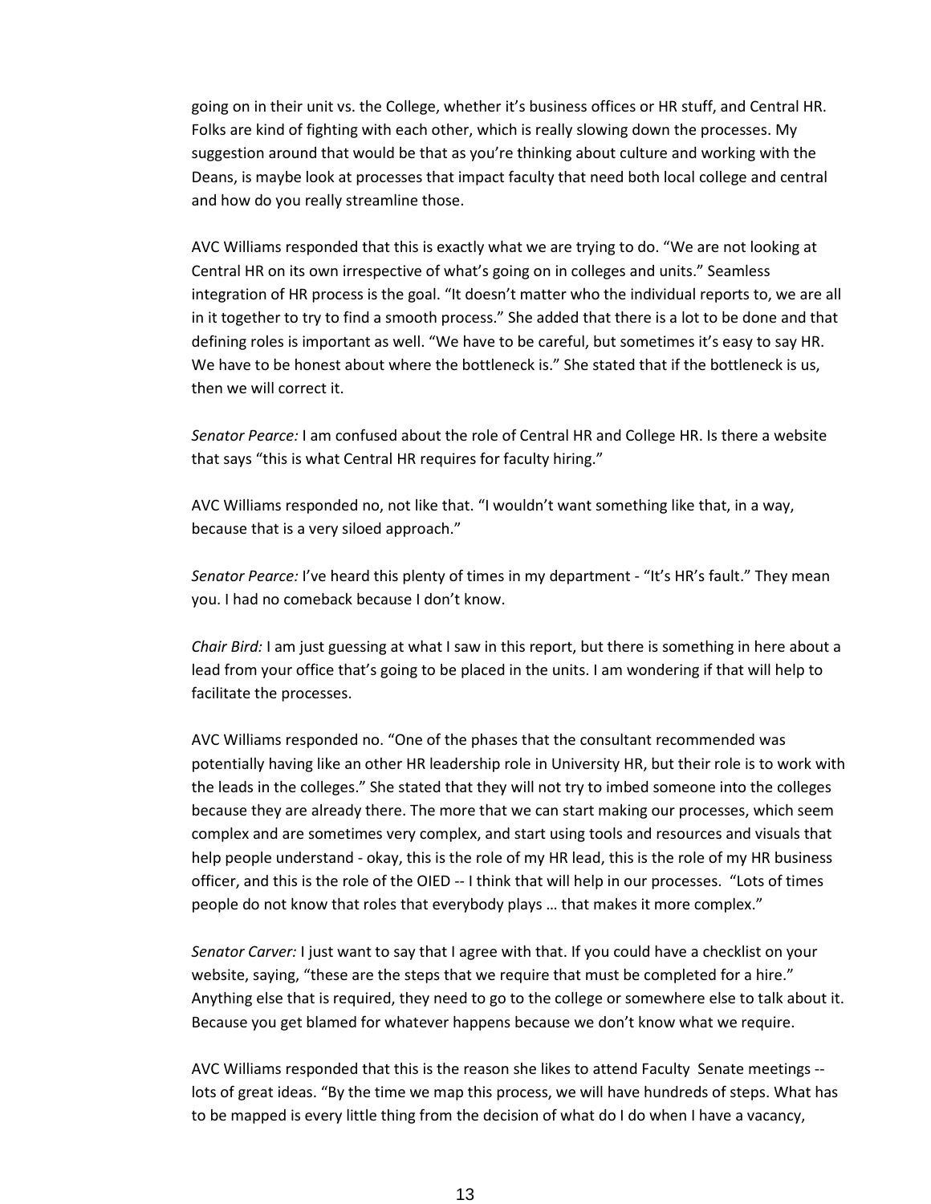going on in their unit vs. the College, whether it's business offices or HR stuff, and Central HR. Folks are kind of fighting with each other, which is really slowing down the processes. My suggestion around that would be that as you're thinking about culture and working with the Deans, is maybe look at processes that impact faculty that need both local college and central and how do you really streamline those.

AVC Williams responded that this is exactly what we are trying to do. "We are not looking at Central HR on its own irrespective of what's going on in colleges and units." Seamless integration of HR process is the goal. "It doesn't matter who the individual reports to, we are all in it together to try to find a smooth process." She added that there is a lot to be done and that defining roles is important as well. "We have to be careful, but sometimes it's easy to say HR. We have to be honest about where the bottleneck is." She stated that if the bottleneck is us, then we will correct it.

*Senator Pearce:* I am confused about the role of Central HR and College HR. Is there a website that says "this is what Central HR requires for faculty hiring."

AVC Williams responded no, not like that. "I wouldn't want something like that, in a way, because that is a very siloed approach."

*Senator Pearce:* I've heard this plenty of times in my department - "It's HR's fault." They mean you. I had no comeback because I don't know.

*Chair Bird:* I am just guessing at what I saw in this report, but there is something in here about a lead from your office that's going to be placed in the units. I am wondering if that will help to facilitate the processes.

AVC Williams responded no. "One of the phases that the consultant recommended was potentially having like an other HR leadership role in University HR, but their role is to work with the leads in the colleges." She stated that they will not try to imbed someone into the colleges because they are already there. The more that we can start making our processes, which seem complex and are sometimes very complex, and start using tools and resources and visuals that help people understand - okay, this is the role of my HR lead, this is the role of my HR business officer, and this is the role of the OIED -- I think that will help in our processes. "Lots of times people do not know that roles that everybody plays … that makes it more complex."

*Senator Carver:* I just want to say that I agree with that. If you could have a checklist on your website, saying, "these are the steps that we require that must be completed for a hire." Anything else that is required, they need to go to the college or somewhere else to talk about it. Because you get blamed for whatever happens because we don't know what we require.

AVC Williams responded that this is the reason she likes to attend Faculty Senate meetings -- lots of great ideas. "By the time we map this process, we will have hundreds of steps. What has to be mapped is every little thing from the decision of what do I do when I have a vacancy,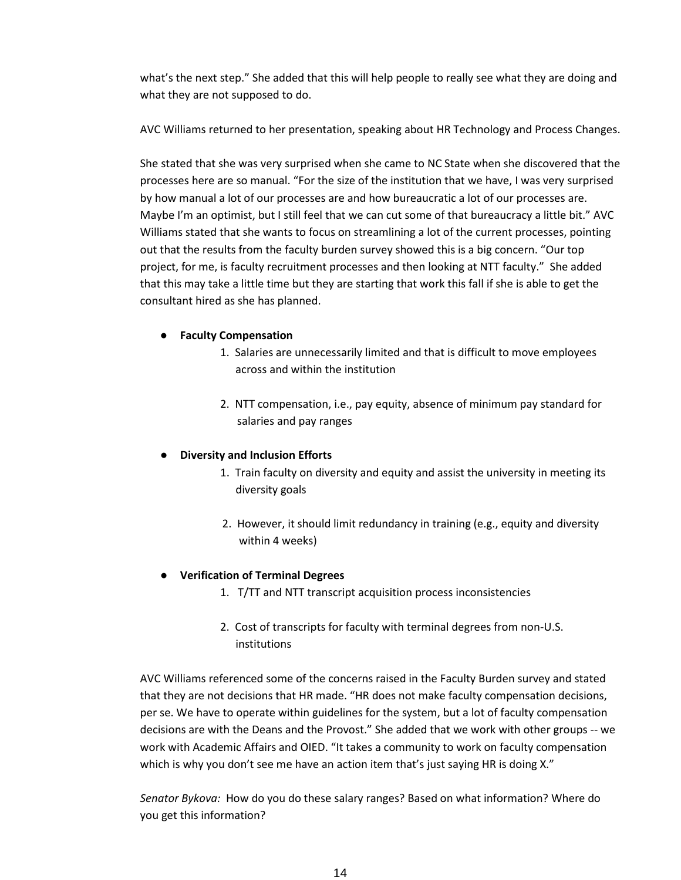what's the next step." She added that this will help people to really see what they are doing and what they are not supposed to do.

AVC Williams returned to her presentation, speaking about HR Technology and Process Changes.

She stated that she was very surprised when she came to NC State when she discovered that the processes here are so manual. "For the size of the institution that we have, I was very surprised by how manual a lot of our processes are and how bureaucratic a lot of our processes are. Maybe I'm an optimist, but I still feel that we can cut some of that bureaucracy a little bit." AVC Williams stated that she wants to focus on streamlining a lot of the current processes, pointing out that the results from the faculty burden survey showed this is a big concern. "Our top project, for me, is faculty recruitment processes and then looking at NTT faculty." She added that this may take a little time but they are starting that work this fall if she is able to get the consultant hired as she has planned.

- **Faculty Compensation**
    1. Salaries are unnecessarily limited and that is difficult to move employees across and within the institution
    2. NTT compensation, i.e., pay equity, absence of minimum pay standard for salaries and pay ranges
- **Diversity and Inclusion Efforts**
    1. Train faculty on diversity and equity and assist the university in meeting its diversity goals
    2. However, it should limit redundancy in training (e.g., equity and diversity within 4 weeks)
- **Verification of Terminal Degrees**
    1. T/TT and NTT transcript acquisition process inconsistencies
    2. Cost of transcripts for faculty with terminal degrees from non-U.S. institutions

AVC Williams referenced some of the concerns raised in the Faculty Burden survey and stated that they are not decisions that HR made. "HR does not make faculty compensation decisions, per se. We have to operate within guidelines for the system, but a lot of faculty compensation decisions are with the Deans and the Provost." She added that we work with other groups -- we work with Academic Affairs and OIED. "It takes a community to work on faculty compensation which is why you don't see me have an action item that's just saying HR is doing X."

*Senator Bykova:* How do you do these salary ranges? Based on what information? Where do you get this information?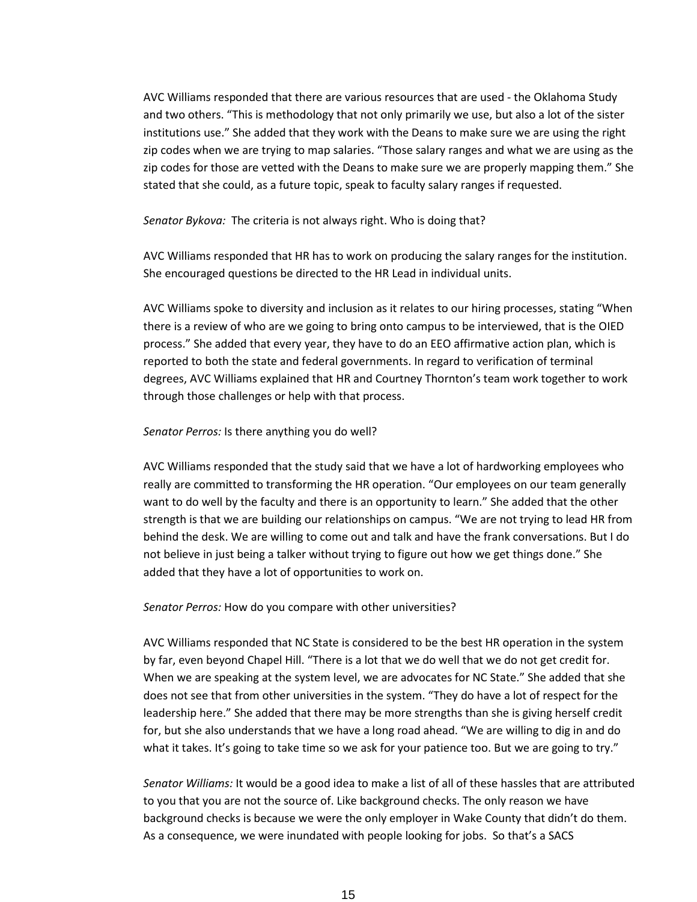AVC Williams responded that there are various resources that are used - the Oklahoma Study and two others. “This is methodology that not only primarily we use, but also a lot of the sister institutions use.” She added that they work with the Deans to make sure we are using the right zip codes when we are trying to map salaries. “Those salary ranges and what we are using as the zip codes for those are vetted with the Deans to make sure we are properly mapping them.” She stated that she could, as a future topic, speak to faculty salary ranges if requested.

*Senator Bykova:* The criteria is not always right. Who is doing that?

AVC Williams responded that HR has to work on producing the salary ranges for the institution. She encouraged questions be directed to the HR Lead in individual units.

AVC Williams spoke to diversity and inclusion as it relates to our hiring processes, stating “When there is a review of who are we going to bring onto campus to be interviewed, that is the OIED process.” She added that every year, they have to do an EEO affirmative action plan, which is reported to both the state and federal governments. In regard to verification of terminal degrees, AVC Williams explained that HR and Courtney Thornton’s team work together to work through those challenges or help with that process.

*Senator Perros:* Is there anything you do well?

AVC Williams responded that the study said that we have a lot of hardworking employees who really are committed to transforming the HR operation. “Our employees on our team generally want to do well by the faculty and there is an opportunity to learn.” She added that the other strength is that we are building our relationships on campus. “We are not trying to lead HR from behind the desk. We are willing to come out and talk and have the frank conversations. But I do not believe in just being a talker without trying to figure out how we get things done.” She added that they have a lot of opportunities to work on.

*Senator Perros:* How do you compare with other universities?

AVC Williams responded that NC State is considered to be the best HR operation in the system by far, even beyond Chapel Hill. “There is a lot that we do well that we do not get credit for. When we are speaking at the system level, we are advocates for NC State.” She added that she does not see that from other universities in the system. “They do have a lot of respect for the leadership here.” She added that there may be more strengths than she is giving herself credit for, but she also understands that we have a long road ahead. “We are willing to dig in and do what it takes. It’s going to take time so we ask for your patience too. But we are going to try.”

*Senator Williams:* It would be a good idea to make a list of all of these hassles that are attributed to you that you are not the source of. Like background checks. The only reason we have background checks is because we were the only employer in Wake County that didn’t do them. As a consequence, we were inundated with people looking for jobs. So that’s a SACS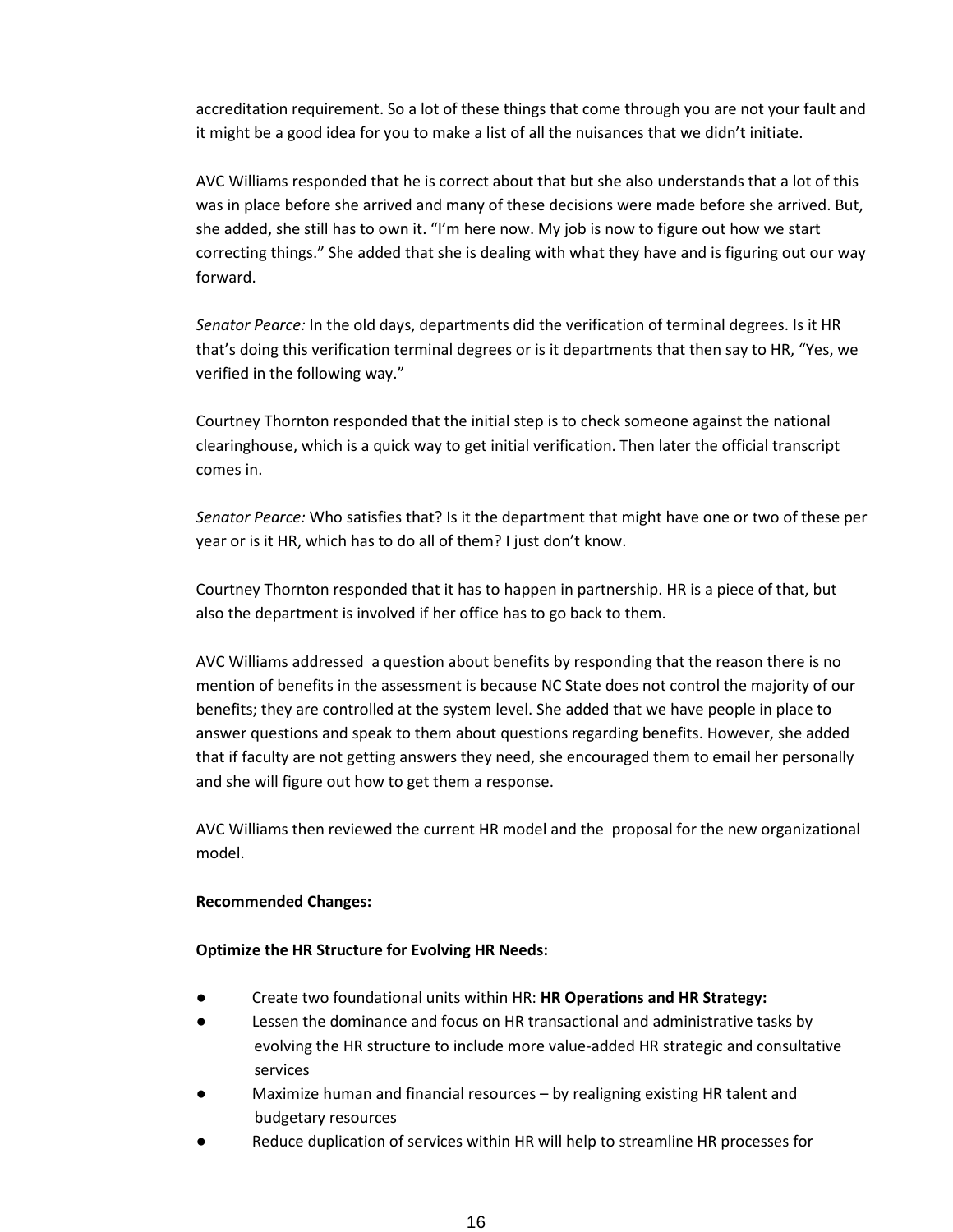accreditation requirement. So a lot of these things that come through you are not your fault and it might be a good idea for you to make a list of all the nuisances that we didn't initiate.

AVC Williams responded that he is correct about that but she also understands that a lot of this was in place before she arrived and many of these decisions were made before she arrived. But, she added, she still has to own it. "I'm here now. My job is now to figure out how we start correcting things." She added that she is dealing with what they have and is figuring out our way forward.

*Senator Pearce:* In the old days, departments did the verification of terminal degrees. Is it HR that's doing this verification terminal degrees or is it departments that then say to HR, "Yes, we verified in the following way."

Courtney Thornton responded that the initial step is to check someone against the national clearinghouse, which is a quick way to get initial verification. Then later the official transcript comes in.

*Senator Pearce:* Who satisfies that? Is it the department that might have one or two of these per year or is it HR, which has to do all of them? I just don't know.

Courtney Thornton responded that it has to happen in partnership. HR is a piece of that, but also the department is involved if her office has to go back to them.

AVC Williams addressed a question about benefits by responding that the reason there is no mention of benefits in the assessment is because NC State does not control the majority of our benefits; they are controlled at the system level. She added that we have people in place to answer questions and speak to them about questions regarding benefits. However, she added that if faculty are not getting answers they need, she encouraged them to email her personally and she will figure out how to get them a response.

AVC Williams then reviewed the current HR model and the proposal for the new organizational model.

**Recommended Changes:**

**Optimize the HR Structure for Evolving HR Needs:**

- Create two foundational units within HR: **HR Operations and HR Strategy:**
- Lessen the dominance and focus on HR transactional and administrative tasks by evolving the HR structure to include more value-added HR strategic and consultative services
- Maximize human and financial resources – by realigning existing HR talent and budgetary resources
- Reduce duplication of services within HR will help to streamline HR processes for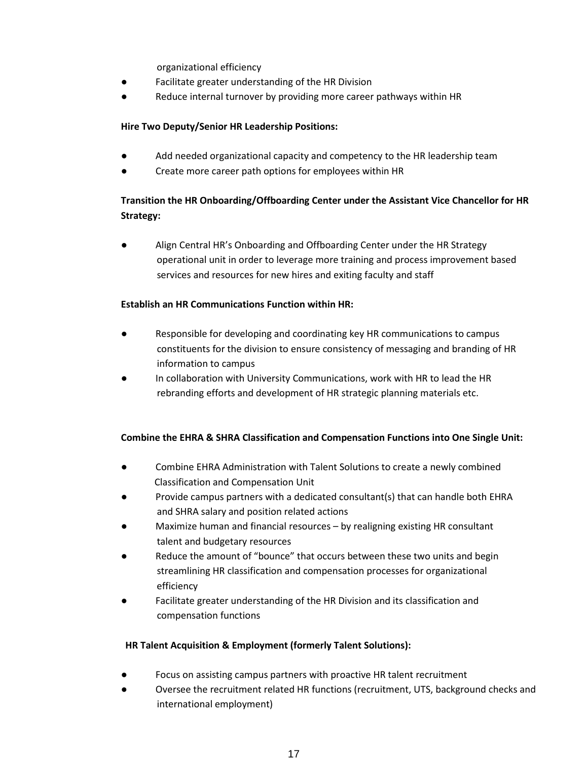organizational efficiency

- Facilitate greater understanding of the HR Division
- Reduce internal turnover by providing more career pathways within HR

**Hire Two Deputy/Senior HR Leadership Positions:**

- Add needed organizational capacity and competency to the HR leadership team
- Create more career path options for employees within HR

**Transition the HR Onboarding/Offboarding Center under the Assistant Vice Chancellor for HR Strategy:**

- Align Central HR's Onboarding and Offboarding Center under the HR Strategy operational unit in order to leverage more training and process improvement based services and resources for new hires and exiting faculty and staff

**Establish an HR Communications Function within HR:**

- Responsible for developing and coordinating key HR communications to campus constituents for the division to ensure consistency of messaging and branding of HR information to campus
- In collaboration with University Communications, work with HR to lead the HR rebranding efforts and development of HR strategic planning materials etc.

**Combine the EHRA & SHRA Classification and Compensation Functions into One Single Unit:**

- Combine EHRA Administration with Talent Solutions to create a newly combined Classification and Compensation Unit
- Provide campus partners with a dedicated consultant(s) that can handle both EHRA and SHRA salary and position related actions
- Maximize human and financial resources – by realigning existing HR consultant talent and budgetary resources
- Reduce the amount of "bounce" that occurs between these two units and begin streamlining HR classification and compensation processes for organizational efficiency
- Facilitate greater understanding of the HR Division and its classification and compensation functions

**HR Talent Acquisition & Employment (formerly Talent Solutions):**

- Focus on assisting campus partners with proactive HR talent recruitment
- Oversee the recruitment related HR functions (recruitment, UTS, background checks and international employment)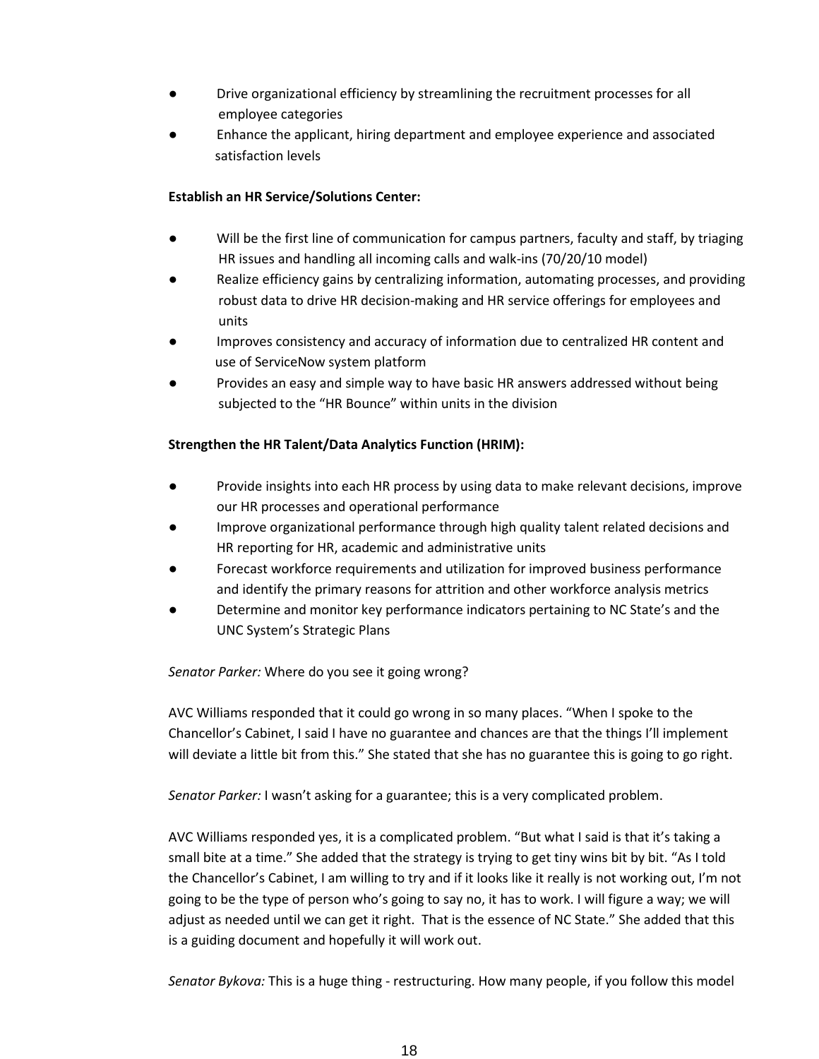- Drive organizational efficiency by streamlining the recruitment processes for all employee categories
- Enhance the applicant, hiring department and employee experience and associated satisfaction levels

**Establish an HR Service/Solutions Center:**

- Will be the first line of communication for campus partners, faculty and staff, by triaging HR issues and handling all incoming calls and walk-ins (70/20/10 model)
- Realize efficiency gains by centralizing information, automating processes, and providing robust data to drive HR decision-making and HR service offerings for employees and units
- Improves consistency and accuracy of information due to centralized HR content and use of ServiceNow system platform
- Provides an easy and simple way to have basic HR answers addressed without being subjected to the "HR Bounce" within units in the division

**Strengthen the HR Talent/Data Analytics Function (HRIM):**

- Provide insights into each HR process by using data to make relevant decisions, improve our HR processes and operational performance
- Improve organizational performance through high quality talent related decisions and HR reporting for HR, academic and administrative units
- Forecast workforce requirements and utilization for improved business performance and identify the primary reasons for attrition and other workforce analysis metrics
- Determine and monitor key performance indicators pertaining to NC State's and the UNC System's Strategic Plans

*Senator Parker:* Where do you see it going wrong?

AVC Williams responded that it could go wrong in so many places. "When I spoke to the Chancellor's Cabinet, I said I have no guarantee and chances are that the things I'll implement will deviate a little bit from this." She stated that she has no guarantee this is going to go right.

*Senator Parker:* I wasn't asking for a guarantee; this is a very complicated problem.

AVC Williams responded yes, it is a complicated problem. "But what I said is that it's taking a small bite at a time." She added that the strategy is trying to get tiny wins bit by bit. "As I told the Chancellor's Cabinet, I am willing to try and if it looks like it really is not working out, I'm not going to be the type of person who's going to say no, it has to work. I will figure a way; we will adjust as needed until we can get it right. That is the essence of NC State." She added that this is a guiding document and hopefully it will work out.

*Senator Bykova:* This is a huge thing - restructuring. How many people, if you follow this model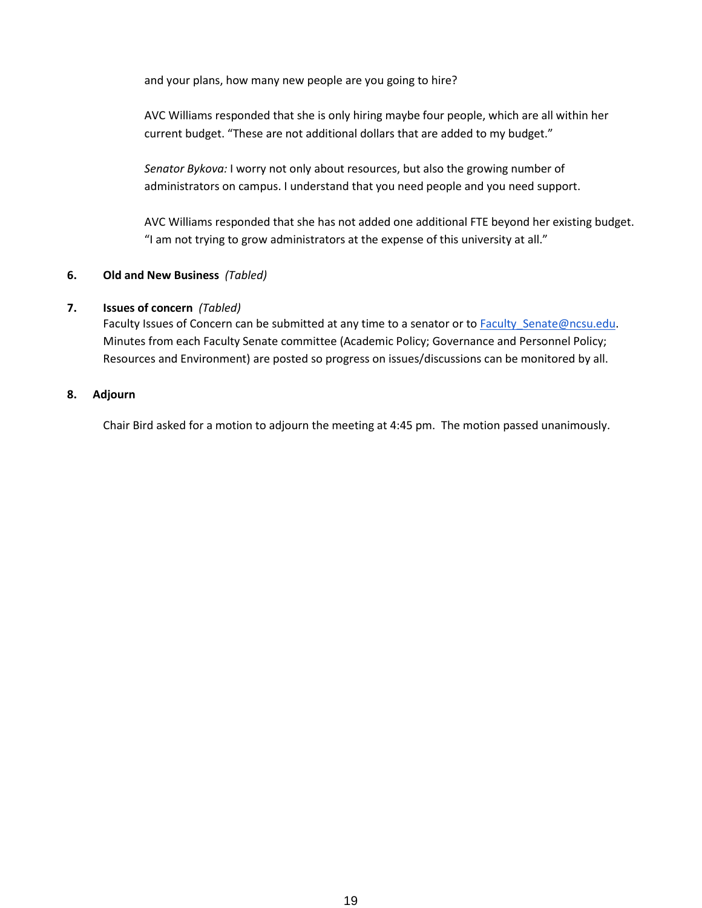and your plans, how many new people are you going to hire?

AVC Williams responded that she is only hiring maybe four people, which are all within her current budget. "These are not additional dollars that are added to my budget."

*Senator Bykova:* I worry not only about resources, but also the growing number of administrators on campus. I understand that you need people and you need support.

AVC Williams responded that she has not added one additional FTE beyond her existing budget. "I am not trying to grow administrators at the expense of this university at all."

**6. Old and New Business** *(Tabled)*

**7. Issues of concern** *(Tabled)*

Faculty Issues of Concern can be submitted at any time to a senator or to Faculty_Senate@ncsu.edu. Minutes from each Faculty Senate committee (Academic Policy; Governance and Personnel Policy; Resources and Environment) are posted so progress on issues/discussions can be monitored by all.

**8. Adjourn**

Chair Bird asked for a motion to adjourn the meeting at 4:45 pm. The motion passed unanimously.